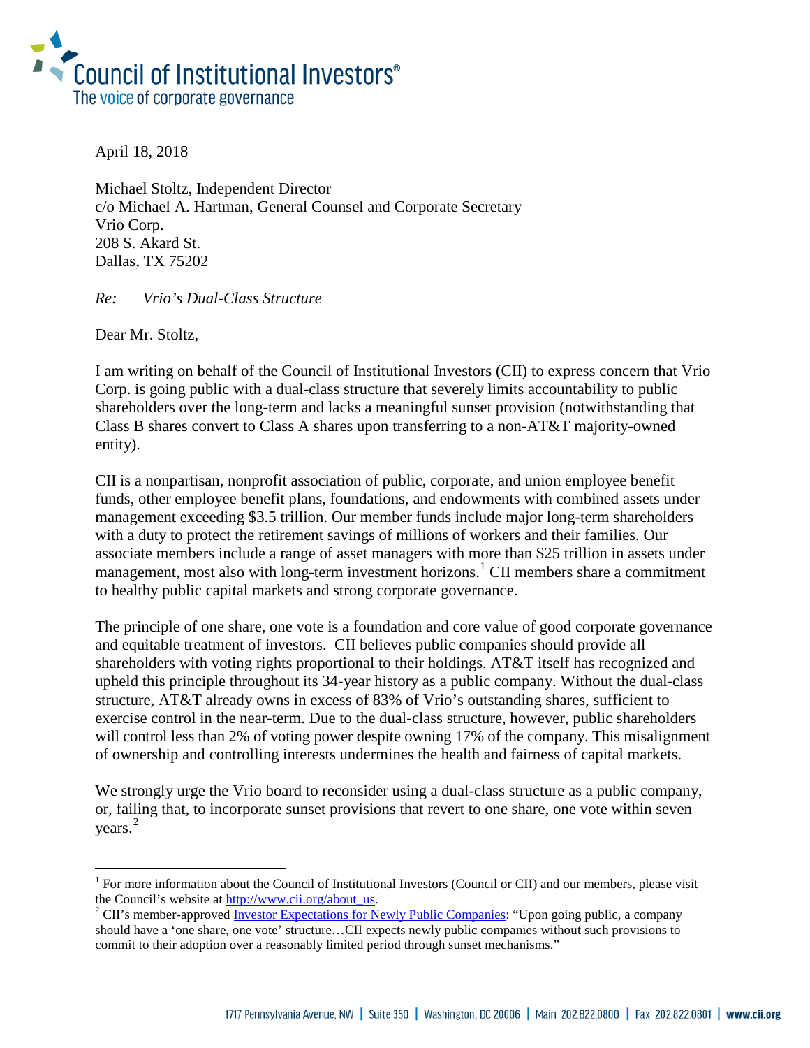**Council of Institutional Investors®**
The voice of corporate governance

April 18, 2018

Michael Stoltz, Independent Director
c/o Michael A. Hartman, General Counsel and Corporate Secretary
Vrio Corp.
208 S. Akard St.
Dallas, TX 75202

*Re: Vrio's Dual-Class Structure*

Dear Mr. Stoltz,

I am writing on behalf of the Council of Institutional Investors (CII) to express concern that Vrio Corp. is going public with a dual-class structure that severely limits accountability to public shareholders over the long-term and lacks a meaningful sunset provision (notwithstanding that Class B shares convert to Class A shares upon transferring to a non-AT&T majority-owned entity).

CII is a nonpartisan, nonprofit association of public, corporate, and union employee benefit funds, other employee benefit plans, foundations, and endowments with combined assets under management exceeding $3.5 trillion. Our member funds include major long-term shareholders with a duty to protect the retirement savings of millions of workers and their families. Our associate members include a range of asset managers with more than $25 trillion in assets under management, most also with long-term investment horizons.[1] CII members share a commitment to healthy public capital markets and strong corporate governance.

The principle of one share, one vote is a foundation and core value of good corporate governance and equitable treatment of investors. CII believes public companies should provide all shareholders with voting rights proportional to their holdings. AT&T itself has recognized and upheld this principle throughout its 34-year history as a public company. Without the dual-class structure, AT&T already owns in excess of 83% of Vrio's outstanding shares, sufficient to exercise control in the near-term. Due to the dual-class structure, however, public shareholders will control less than 2% of voting power despite owning 17% of the company. This misalignment of ownership and controlling interests undermines the health and fairness of capital markets.

We strongly urge the Vrio board to reconsider using a dual-class structure as a public company, or, failing that, to incorporate sunset provisions that revert to one share, one vote within seven years.[2]

---

[1] For more information about the Council of Institutional Investors (Council or CII) and our members, please visit the Council's website at http://www.cii.org/about_us.

[2] CII's member-approved Investor Expectations for Newly Public Companies: "Upon going public, a company should have a 'one share, one vote' structure…CII expects newly public companies without such provisions to commit to their adoption over a reasonably limited period through sunset mechanisms."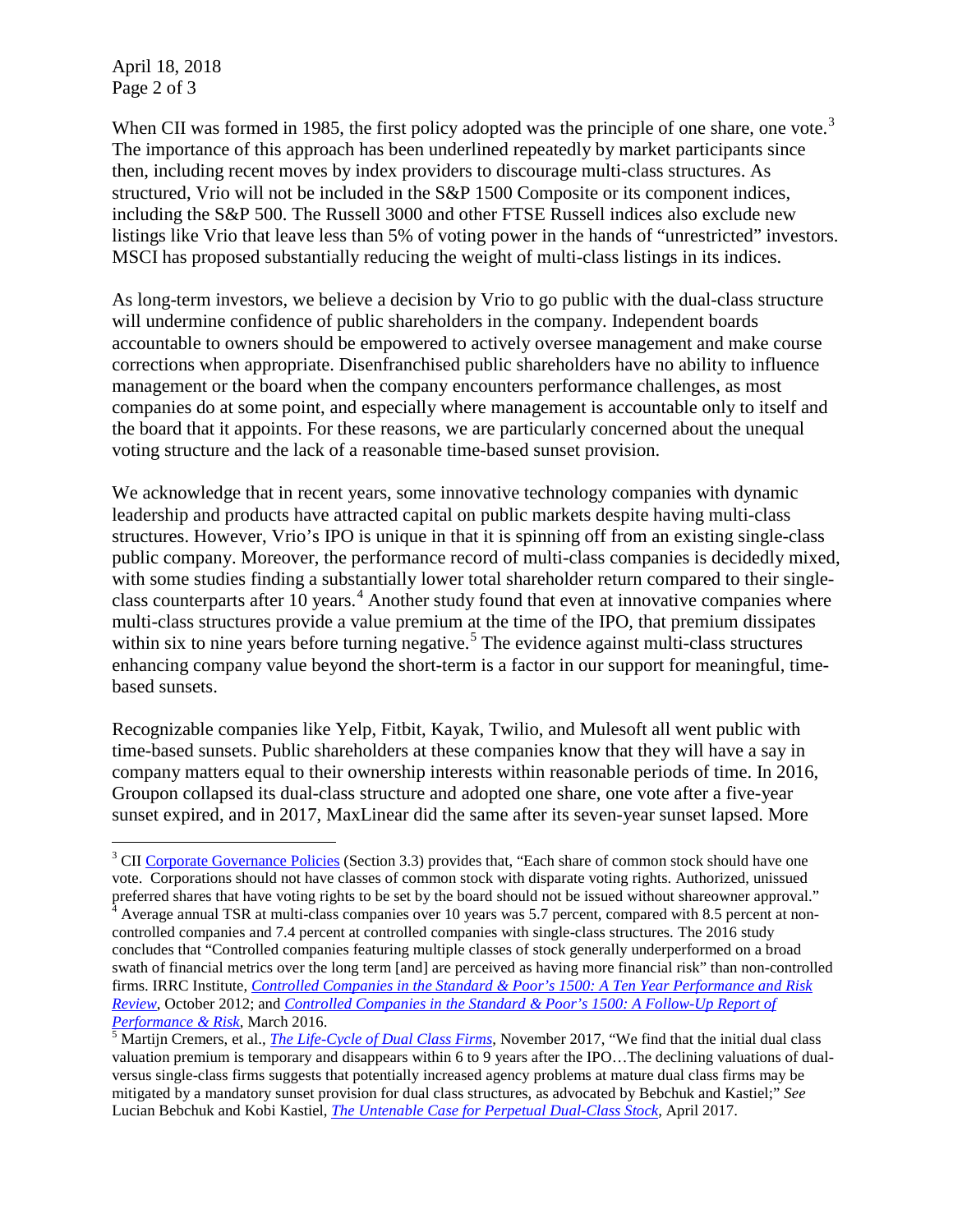When CII was formed in 1985, the first policy adopted was the principle of one share, one vote.[3] The importance of this approach has been underlined repeatedly by market participants since then, including recent moves by index providers to discourage multi-class structures. As structured, Vrio will not be included in the S&P 1500 Composite or its component indices, including the S&P 500. The Russell 3000 and other FTSE Russell indices also exclude new listings like Vrio that leave less than 5% of voting power in the hands of "unrestricted" investors. MSCI has proposed substantially reducing the weight of multi-class listings in its indices.

As long-term investors, we believe a decision by Vrio to go public with the dual-class structure will undermine confidence of public shareholders in the company. Independent boards accountable to owners should be empowered to actively oversee management and make course corrections when appropriate. Disenfranchised public shareholders have no ability to influence management or the board when the company encounters performance challenges, as most companies do at some point, and especially where management is accountable only to itself and the board that it appoints. For these reasons, we are particularly concerned about the unequal voting structure and the lack of a reasonable time-based sunset provision.

We acknowledge that in recent years, some innovative technology companies with dynamic leadership and products have attracted capital on public markets despite having multi-class structures. However, Vrio's IPO is unique in that it is spinning off from an existing single-class public company. Moreover, the performance record of multi-class companies is decidedly mixed, with some studies finding a substantially lower total shareholder return compared to their single-class counterparts after 10 years.[4] Another study found that even at innovative companies where multi-class structures provide a value premium at the time of the IPO, that premium dissipates within six to nine years before turning negative.[5] The evidence against multi-class structures enhancing company value beyond the short-term is a factor in our support for meaningful, time-based sunsets.

Recognizable companies like Yelp, Fitbit, Kayak, Twilio, and Mulesoft all went public with time-based sunsets. Public shareholders at these companies know that they will have a say in company matters equal to their ownership interests within reasonable periods of time. In 2016, Groupon collapsed its dual-class structure and adopted one share, one vote after a five-year sunset expired, and in 2017, MaxLinear did the same after its seven-year sunset lapsed. More

---

[3] CII [Corporate Governance Policies](#) (Section 3.3) provides that, "Each share of common stock should have one vote. Corporations should not have classes of common stock with disparate voting rights. Authorized, unissued preferred shares that have voting rights to be set by the board should not be issued without shareowner approval."

[4] Average annual TSR at multi-class companies over 10 years was 5.7 percent, compared with 8.5 percent at non-controlled companies and 7.4 percent at controlled companies with single-class structures. The 2016 study concludes that "Controlled companies featuring multiple classes of stock generally underperformed on a broad swath of financial metrics over the long term [and] are perceived as having more financial risk" than non-controlled firms. IRRC Institute, *[Controlled Companies in the Standard & Poor's 1500: A Ten Year Performance and Risk Review](#)*, October 2012; and *[Controlled Companies in the Standard & Poor's 1500: A Follow-Up Report of Performance & Risk](#)*, March 2016.

[5] Martijn Cremers, et al., *[The Life-Cycle of Dual Class Firms](#)*, November 2017, "We find that the initial dual class valuation premium is temporary and disappears within 6 to 9 years after the IPO…The declining valuations of dual- versus single-class firms suggests that potentially increased agency problems at mature dual class firms may be mitigated by a mandatory sunset provision for dual class structures, as advocated by Bebchuk and Kastiel;" *See* Lucian Bebchuk and Kobi Kastiel, *[The Untenable Case for Perpetual Dual-Class Stock](#)*, April 2017.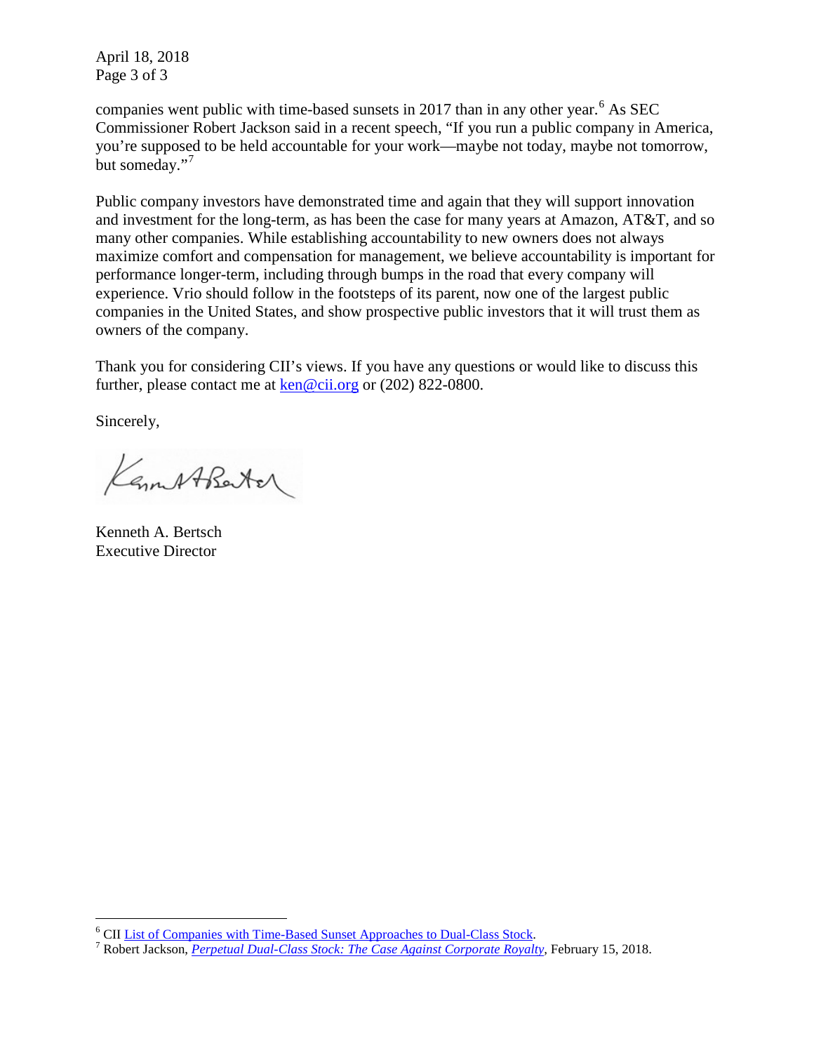companies went public with time-based sunsets in 2017 than in any other year.[6] As SEC Commissioner Robert Jackson said in a recent speech, "If you run a public company in America, you're supposed to be held accountable for your work—maybe not today, maybe not tomorrow, but someday."[7]

Public company investors have demonstrated time and again that they will support innovation and investment for the long-term, as has been the case for many years at Amazon, AT&T, and so many other companies. While establishing accountability to new owners does not always maximize comfort and compensation for management, we believe accountability is important for performance longer-term, including through bumps in the road that every company will experience. Vrio should follow in the footsteps of its parent, now one of the largest public companies in the United States, and show prospective public investors that it will trust them as owners of the company.

Thank you for considering CII's views. If you have any questions or would like to discuss this further, please contact me at ken@cii.org or (202) 822-0800.

Sincerely,

Kenneth A. Bertsch
Executive Director

---

[6] CII List of Companies with Time-Based Sunset Approaches to Dual-Class Stock.

[7] Robert Jackson, *Perpetual Dual-Class Stock: The Case Against Corporate Royalty*, February 15, 2018.